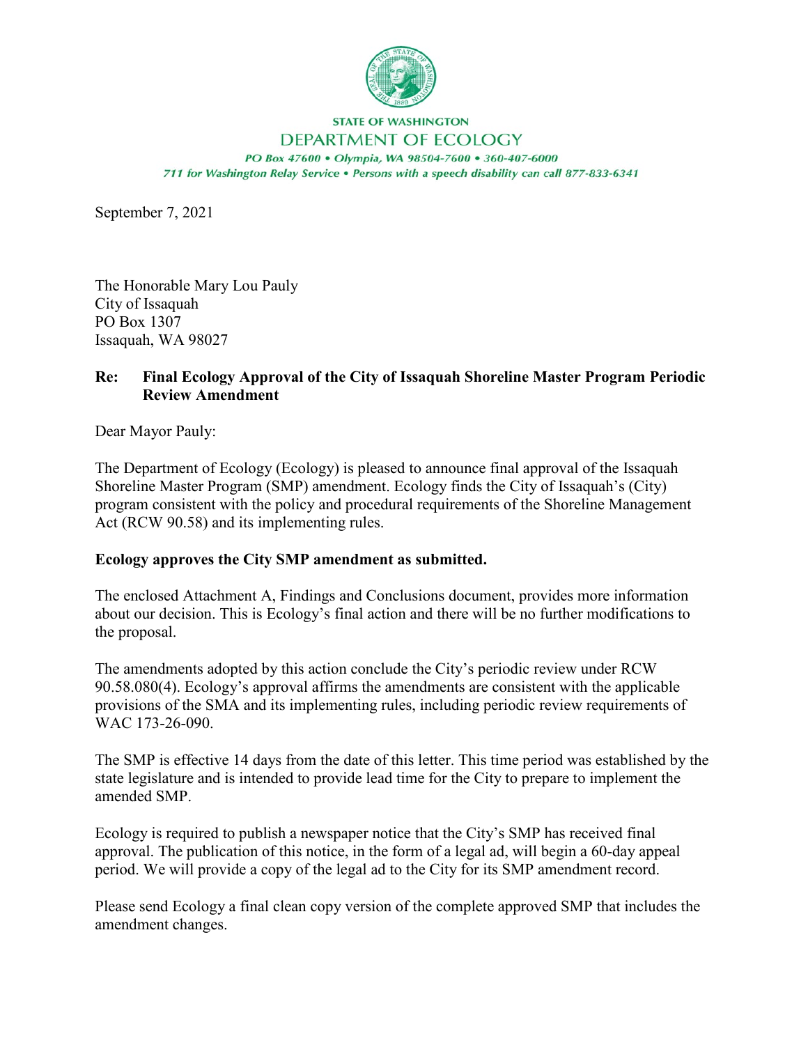STATE OF WASHINGTON
DEPARTMENT OF ECOLOGY
*PO Box 47600 • Olympia, WA 98504-7600 • 360-407-6000*
*711 for Washington Relay Service • Persons with a speech disability can call 877-833-6341*

September 7, 2021

The Honorable Mary Lou Pauly
City of Issaquah
PO Box 1307
Issaquah, WA 98027

**Re: Final Ecology Approval of the City of Issaquah Shoreline Master Program Periodic Review Amendment**

Dear Mayor Pauly:

The Department of Ecology (Ecology) is pleased to announce final approval of the Issaquah Shoreline Master Program (SMP) amendment. Ecology finds the City of Issaquah's (City) program consistent with the policy and procedural requirements of the Shoreline Management Act (RCW 90.58) and its implementing rules.

**Ecology approves the City SMP amendment as submitted.**

The enclosed Attachment A, Findings and Conclusions document, provides more information about our decision. This is Ecology's final action and there will be no further modifications to the proposal.

The amendments adopted by this action conclude the City's periodic review under RCW 90.58.080(4). Ecology's approval affirms the amendments are consistent with the applicable provisions of the SMA and its implementing rules, including periodic review requirements of WAC 173-26-090.

The SMP is effective 14 days from the date of this letter. This time period was established by the state legislature and is intended to provide lead time for the City to prepare to implement the amended SMP.

Ecology is required to publish a newspaper notice that the City's SMP has received final approval. The publication of this notice, in the form of a legal ad, will begin a 60-day appeal period. We will provide a copy of the legal ad to the City for its SMP amendment record.

Please send Ecology a final clean copy version of the complete approved SMP that includes the amendment changes.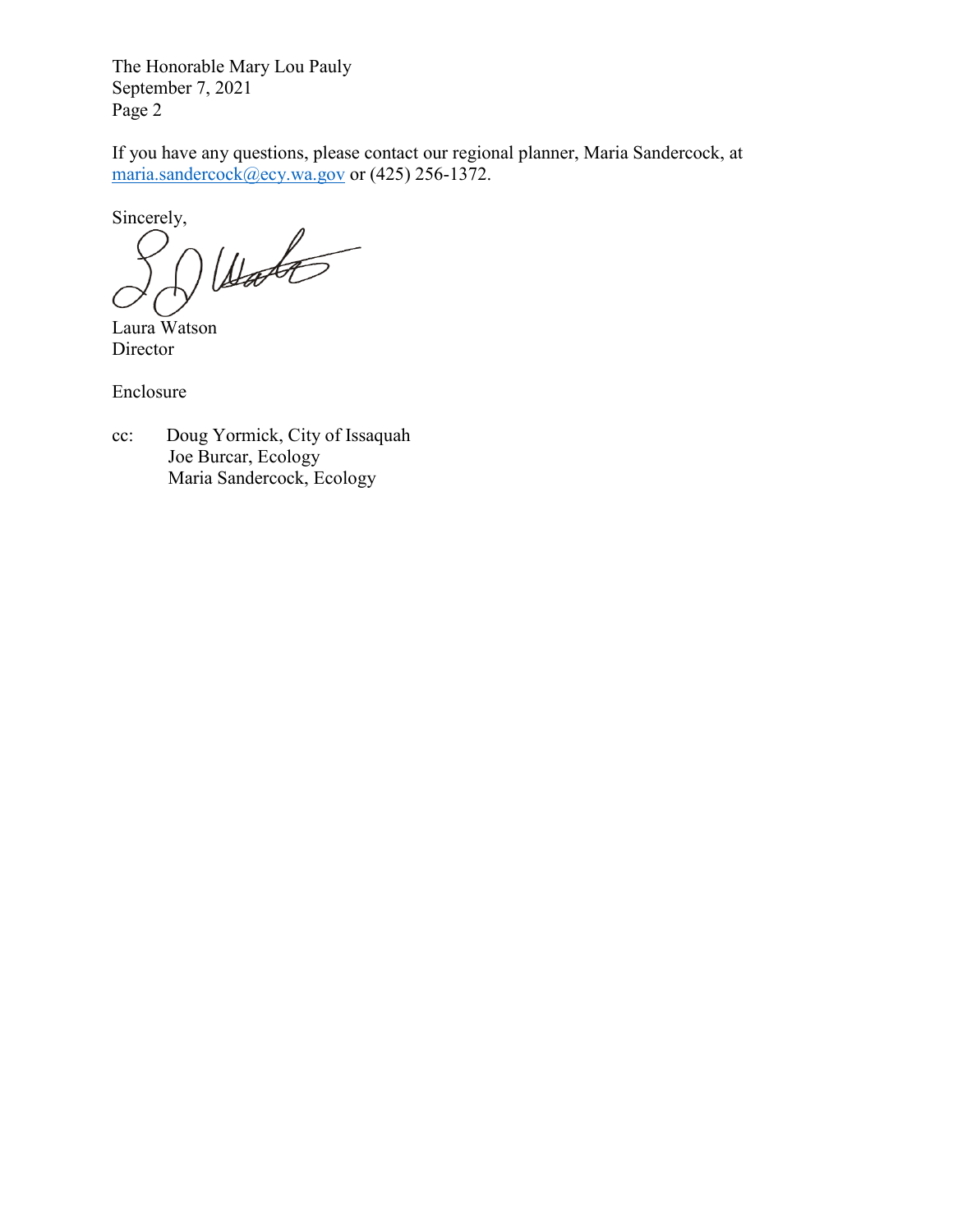If you have any questions, please contact our regional planner, Maria Sandercock, at maria.sandercock@ecy.wa.gov or (425) 256-1372.

Sincerely,

Laura Watson
Director

Enclosure

cc: Doug Yormick, City of Issaquah
Joe Burcar, Ecology
Maria Sandercock, Ecology